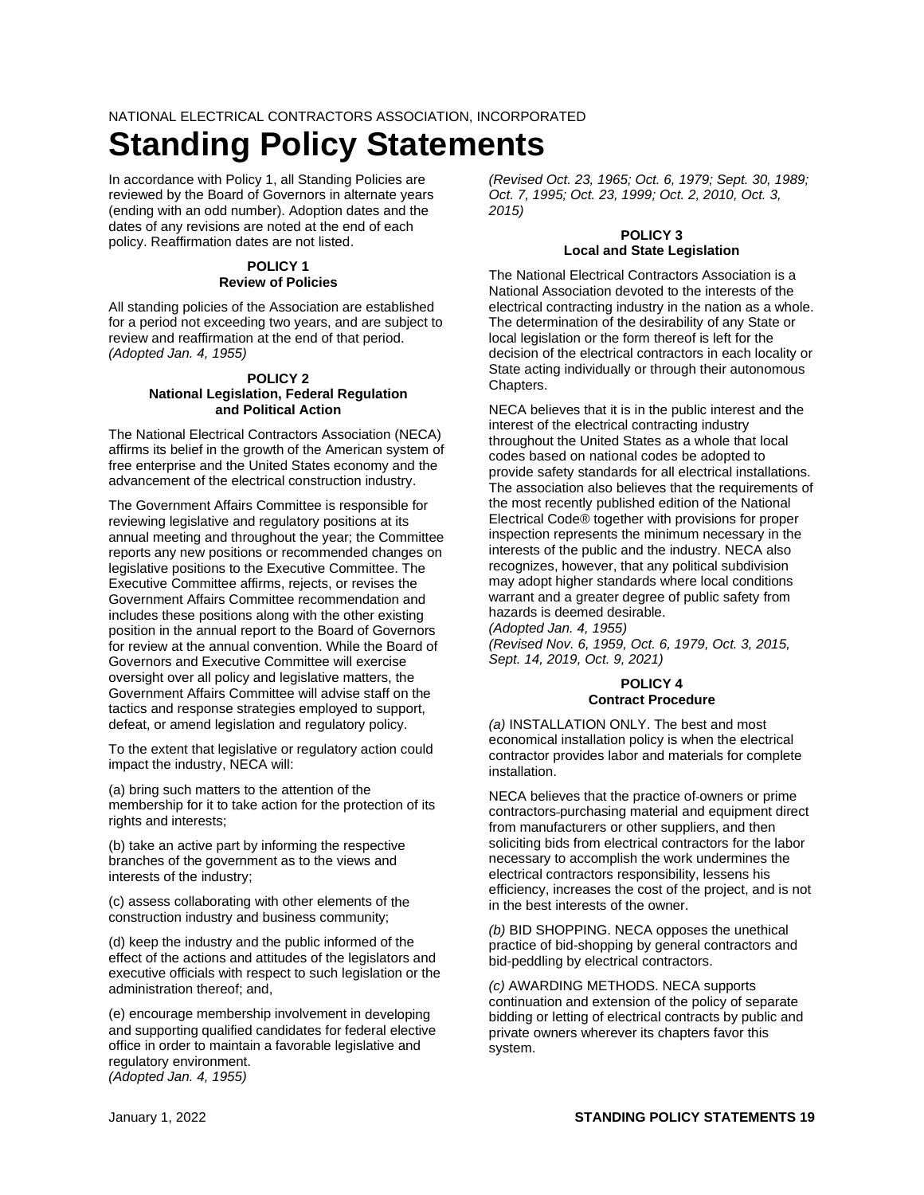NATIONAL ELECTRICAL CONTRACTORS ASSOCIATION, INCORPORATED

# Standing Policy Statements

In accordance with Policy 1, all Standing Policies are reviewed by the Board of Governors in alternate years (ending with an odd number). Adoption dates and the dates of any revisions are noted at the end of each policy. Reaffirmation dates are not listed.

### POLICY 1
### Review of Policies

All standing policies of the Association are established for a period not exceeding two years, and are subject to review and reaffirmation at the end of that period.
*(Adopted Jan. 4, 1955)*

### POLICY 2
### National Legislation, Federal Regulation and Political Action

The National Electrical Contractors Association (NECA) affirms its belief in the growth of the American system of free enterprise and the United States economy and the advancement of the electrical construction industry.

The Government Affairs Committee is responsible for reviewing legislative and regulatory positions at its annual meeting and throughout the year; the Committee reports any new positions or recommended changes on legislative positions to the Executive Committee. The Executive Committee affirms, rejects, or revises the Government Affairs Committee recommendation and includes these positions along with the other existing position in the annual report to the Board of Governors for review at the annual convention. While the Board of Governors and Executive Committee will exercise oversight over all policy and legislative matters, the Government Affairs Committee will advise staff on the tactics and response strategies employed to support, defeat, or amend legislation and regulatory policy.

To the extent that legislative or regulatory action could impact the industry, NECA will:

(a) bring such matters to the attention of the membership for it to take action for the protection of its rights and interests;

(b) take an active part by informing the respective branches of the government as to the views and interests of the industry;

(c) assess collaborating with other elements of the construction industry and business community;

(d) keep the industry and the public informed of the effect of the actions and attitudes of the legislators and executive officials with respect to such legislation or the administration thereof; and,

(e) encourage membership involvement in developing and supporting qualified candidates for federal elective office in order to maintain a favorable legislative and regulatory environment.
*(Adopted Jan. 4, 1955)*
*(Revised Oct. 23, 1965; Oct. 6, 1979; Sept. 30, 1989; Oct. 7, 1995; Oct. 23, 1999; Oct. 2, 2010, Oct. 3, 2015)*

### POLICY 3
### Local and State Legislation

The National Electrical Contractors Association is a National Association devoted to the interests of the electrical contracting industry in the nation as a whole. The determination of the desirability of any State or local legislation or the form thereof is left for the decision of the electrical contractors in each locality or State acting individually or through their autonomous Chapters.

NECA believes that it is in the public interest and the interest of the electrical contracting industry throughout the United States as a whole that local codes based on national codes be adopted to provide safety standards for all electrical installations. The association also believes that the requirements of the most recently published edition of the National Electrical Code® together with provisions for proper inspection represents the minimum necessary in the interests of the public and the industry. NECA also recognizes, however, that any political subdivision may adopt higher standards where local conditions warrant and a greater degree of public safety from hazards is deemed desirable.
*(Adopted Jan. 4, 1955)*
*(Revised Nov. 6, 1959, Oct. 6, 1979, Oct. 3, 2015, Sept. 14, 2019, Oct. 9, 2021)*

### POLICY 4
### Contract Procedure

*(a)* INSTALLATION ONLY. The best and most economical installation policy is when the electrical contractor provides labor and materials for complete installation.

NECA believes that the practice of owners or prime contractors purchasing material and equipment direct from manufacturers or other suppliers, and then soliciting bids from electrical contractors for the labor necessary to accomplish the work undermines the electrical contractors responsibility, lessens his efficiency, increases the cost of the project, and is not in the best interests of the owner.

*(b)* BID SHOPPING. NECA opposes the unethical practice of bid-shopping by general contractors and bid-peddling by electrical contractors.

*(c)* AWARDING METHODS. NECA supports continuation and extension of the policy of separate bidding or letting of electrical contracts by public and private owners wherever its chapters favor this system.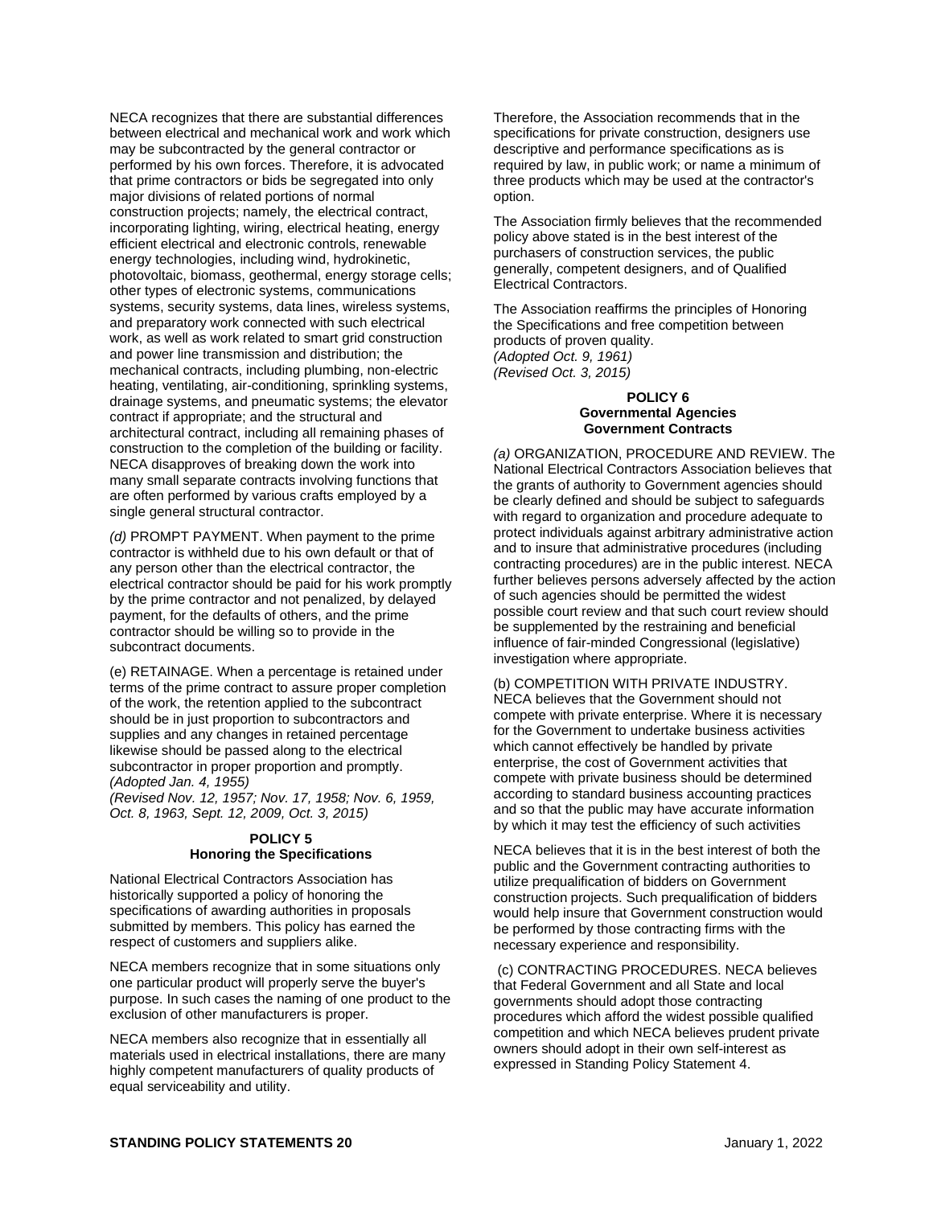NECA recognizes that there are substantial differences between electrical and mechanical work and work which may be subcontracted by the general contractor or performed by his own forces. Therefore, it is advocated that prime contractors or bids be segregated into only major divisions of related portions of normal construction projects; namely, the electrical contract, incorporating lighting, wiring, electrical heating, energy efficient electrical and electronic controls, renewable energy technologies, including wind, hydrokinetic, photovoltaic, biomass, geothermal, energy storage cells; other types of electronic systems, communications systems, security systems, data lines, wireless systems, and preparatory work connected with such electrical work, as well as work related to smart grid construction and power line transmission and distribution; the mechanical contracts, including plumbing, non-electric heating, ventilating, air-conditioning, sprinkling systems, drainage systems, and pneumatic systems; the elevator contract if appropriate; and the structural and architectural contract, including all remaining phases of construction to the completion of the building or facility. NECA disapproves of breaking down the work into many small separate contracts involving functions that are often performed by various crafts employed by a single general structural contractor.

*(d)* PROMPT PAYMENT. When payment to the prime contractor is withheld due to his own default or that of any person other than the electrical contractor, the electrical contractor should be paid for his work promptly by the prime contractor and not penalized, by delayed payment, for the defaults of others, and the prime contractor should be willing so to provide in the subcontract documents.

(e) RETAINAGE. When a percentage is retained under terms of the prime contract to assure proper completion of the work, the retention applied to the subcontract should be in just proportion to subcontractors and supplies and any changes in retained percentage likewise should be passed along to the electrical subcontractor in proper proportion and promptly.
*(Adopted Jan. 4, 1955)*
*(Revised Nov. 12, 1957; Nov. 17, 1958; Nov. 6, 1959, Oct. 8, 1963, Sept. 12, 2009, Oct. 3, 2015)*

### POLICY 5
### Honoring the Specifications

National Electrical Contractors Association has historically supported a policy of honoring the specifications of awarding authorities in proposals submitted by members. This policy has earned the respect of customers and suppliers alike.

NECA members recognize that in some situations only one particular product will properly serve the buyer's purpose. In such cases the naming of one product to the exclusion of other manufacturers is proper.

NECA members also recognize that in essentially all materials used in electrical installations, there are many highly competent manufacturers of quality products of equal serviceability and utility.

Therefore, the Association recommends that in the specifications for private construction, designers use descriptive and performance specifications as is required by law, in public work; or name a minimum of three products which may be used at the contractor's option.

The Association firmly believes that the recommended policy above stated is in the best interest of the purchasers of construction services, the public generally, competent designers, and of Qualified Electrical Contractors.

The Association reaffirms the principles of Honoring the Specifications and free competition between products of proven quality.
*(Adopted Oct. 9, 1961)*
*(Revised Oct. 3, 2015)*

### POLICY 6
### Governmental Agencies
### Government Contracts

*(a)* ORGANIZATION, PROCEDURE AND REVIEW. The National Electrical Contractors Association believes that the grants of authority to Government agencies should be clearly defined and should be subject to safeguards with regard to organization and procedure adequate to protect individuals against arbitrary administrative action and to insure that administrative procedures (including contracting procedures) are in the public interest. NECA further believes persons adversely affected by the action of such agencies should be permitted the widest possible court review and that such court review should be supplemented by the restraining and beneficial influence of fair-minded Congressional (legislative) investigation where appropriate.

(b) COMPETITION WITH PRIVATE INDUSTRY. NECA believes that the Government should not compete with private enterprise. Where it is necessary for the Government to undertake business activities which cannot effectively be handled by private enterprise, the cost of Government activities that compete with private business should be determined according to standard business accounting practices and so that the public may have accurate information by which it may test the efficiency of such activities

NECA believes that it is in the best interest of both the public and the Government contracting authorities to utilize prequalification of bidders on Government construction projects. Such prequalification of bidders would help insure that Government construction would be performed by those contracting firms with the necessary experience and responsibility.

(c) CONTRACTING PROCEDURES. NECA believes that Federal Government and all State and local governments should adopt those contracting procedures which afford the widest possible qualified competition and which NECA believes prudent private owners should adopt in their own self-interest as expressed in Standing Policy Statement 4.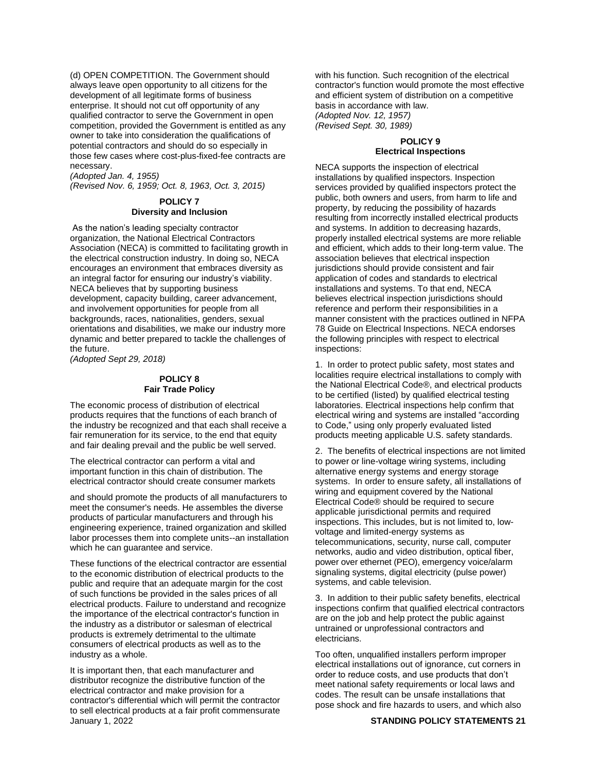(d) OPEN COMPETITION. The Government should always leave open opportunity to all citizens for the development of all legitimate forms of business enterprise. It should not cut off opportunity of any qualified contractor to serve the Government in open competition, provided the Government is entitled as any owner to take into consideration the qualifications of potential contractors and should do so especially in those few cases where cost-plus-fixed-fee contracts are necessary.

*(Adopted Jan. 4, 1955)*
*(Revised Nov. 6, 1959; Oct. 8, 1963, Oct. 3, 2015)*

## POLICY 7
## Diversity and Inclusion

As the nation's leading specialty contractor organization, the National Electrical Contractors Association (NECA) is committed to facilitating growth in the electrical construction industry. In doing so, NECA encourages an environment that embraces diversity as an integral factor for ensuring our industry's viability. NECA believes that by supporting business development, capacity building, career advancement, and involvement opportunities for people from all backgrounds, races, nationalities, genders, sexual orientations and disabilities, we make our industry more dynamic and better prepared to tackle the challenges of the future.

*(Adopted Sept 29, 2018)*

## POLICY 8
## Fair Trade Policy

The economic process of distribution of electrical products requires that the functions of each branch of the industry be recognized and that each shall receive a fair remuneration for its service, to the end that equity and fair dealing prevail and the public be well served.

The electrical contractor can perform a vital and important function in this chain of distribution. The electrical contractor should create consumer markets and should promote the products of all manufacturers to meet the consumer's needs. He assembles the diverse products of particular manufacturers and through his engineering experience, trained organization and skilled labor processes them into complete units--an installation which he can guarantee and service.

These functions of the electrical contractor are essential to the economic distribution of electrical products to the public and require that an adequate margin for the cost of such functions be provided in the sales prices of all electrical products. Failure to understand and recognize the importance of the electrical contractor's function in the industry as a distributor or salesman of electrical products is extremely detrimental to the ultimate consumers of electrical products as well as to the industry as a whole.

It is important then, that each manufacturer and distributor recognize the distributive function of the electrical contractor and make provision for a contractor's differential which will permit the contractor to sell electrical products at a fair profit commensurate with his function. Such recognition of the electrical contractor's function would promote the most effective and efficient system of distribution on a competitive basis in accordance with law.

*(Adopted Nov. 12, 1957)*
*(Revised Sept. 30, 1989)*

## POLICY 9
## Electrical Inspections

NECA supports the inspection of electrical installations by qualified inspectors. Inspection services provided by qualified inspectors protect the public, both owners and users, from harm to life and property, by reducing the possibility of hazards resulting from incorrectly installed electrical products and systems. In addition to decreasing hazards, properly installed electrical systems are more reliable and efficient, which adds to their long-term value. The association believes that electrical inspection jurisdictions should provide consistent and fair application of codes and standards to electrical installations and systems. To that end, NECA believes electrical inspection jurisdictions should reference and perform their responsibilities in a manner consistent with the practices outlined in NFPA 78 Guide on Electrical Inspections. NECA endorses the following principles with respect to electrical inspections:

1. In order to protect public safety, most states and localities require electrical installations to comply with the National Electrical Code®, and electrical products to be certified (listed) by qualified electrical testing laboratories. Electrical inspections help confirm that electrical wiring and systems are installed "according to Code," using only properly evaluated listed products meeting applicable U.S. safety standards.

2. The benefits of electrical inspections are not limited to power or line-voltage wiring systems, including alternative energy systems and energy storage systems. In order to ensure safety, all installations of wiring and equipment covered by the National Electrical Code® should be required to secure applicable jurisdictional permits and required inspections. This includes, but is not limited to, low-voltage and limited-energy systems as telecommunications, security, nurse call, computer networks, audio and video distribution, optical fiber, power over ethernet (PEO), emergency voice/alarm signaling systems, digital electricity (pulse power) systems, and cable television.

3. In addition to their public safety benefits, electrical inspections confirm that qualified electrical contractors are on the job and help protect the public against untrained or unprofessional contractors and electricians.

Too often, unqualified installers perform improper electrical installations out of ignorance, cut corners in order to reduce costs, and use products that don't meet national safety requirements or local laws and codes. The result can be unsafe installations that pose shock and fire hazards to users, and which also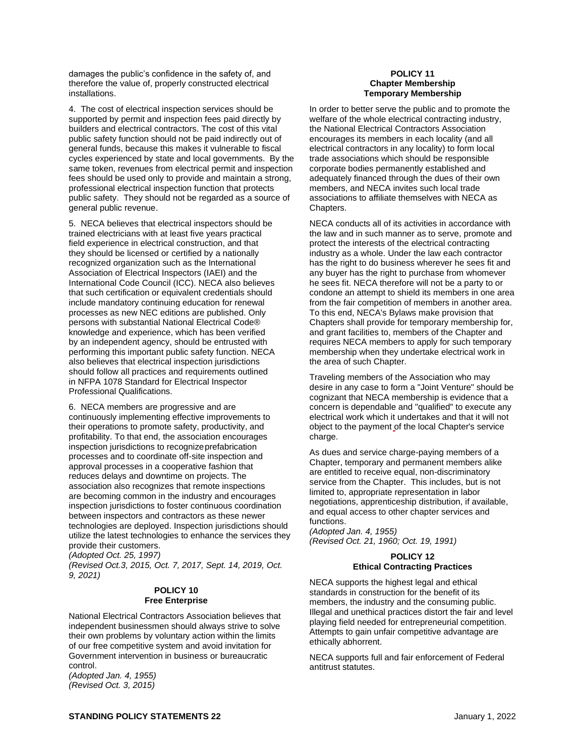damages the public's confidence in the safety of, and therefore the value of, properly constructed electrical installations.

4. The cost of electrical inspection services should be supported by permit and inspection fees paid directly by builders and electrical contractors. The cost of this vital public safety function should not be paid indirectly out of general funds, because this makes it vulnerable to fiscal cycles experienced by state and local governments. By the same token, revenues from electrical permit and inspection fees should be used only to provide and maintain a strong, professional electrical inspection function that protects public safety. They should not be regarded as a source of general public revenue.

5. NECA believes that electrical inspectors should be trained electricians with at least five years practical field experience in electrical construction, and that they should be licensed or certified by a nationally recognized organization such as the International Association of Electrical Inspectors (IAEI) and the International Code Council (ICC). NECA also believes that such certification or equivalent credentials should include mandatory continuing education for renewal processes as new NEC editions are published. Only persons with substantial National Electrical Code® knowledge and experience, which has been verified by an independent agency, should be entrusted with performing this important public safety function. NECA also believes that electrical inspection jurisdictions should follow all practices and requirements outlined in NFPA 1078 Standard for Electrical Inspector Professional Qualifications.

6. NECA members are progressive and are continuously implementing effective improvements to their operations to promote safety, productivity, and profitability. To that end, the association encourages inspection jurisdictions to recognize prefabrication processes and to coordinate off-site inspection and approval processes in a cooperative fashion that reduces delays and downtime on projects. The association also recognizes that remote inspections are becoming common in the industry and encourages inspection jurisdictions to foster continuous coordination between inspectors and contractors as these newer technologies are deployed. Inspection jurisdictions should utilize the latest technologies to enhance the services they provide their customers.
*(Adopted Oct. 25, 1997)*
*(Revised Oct.3, 2015, Oct. 7, 2017, Sept. 14, 2019, Oct. 9, 2021)*

### POLICY 10
### Free Enterprise

National Electrical Contractors Association believes that independent businessmen should always strive to solve their own problems by voluntary action within the limits of our free competitive system and avoid invitation for Government intervention in business or bureaucratic control.
*(Adopted Jan. 4, 1955)*
*(Revised Oct. 3, 2015)*

### POLICY 11
### Chapter Membership
### Temporary Membership

In order to better serve the public and to promote the welfare of the whole electrical contracting industry, the National Electrical Contractors Association encourages its members in each locality (and all electrical contractors in any locality) to form local trade associations which should be responsible corporate bodies permanently established and adequately financed through the dues of their own members, and NECA invites such local trade associations to affiliate themselves with NECA as Chapters.

NECA conducts all of its activities in accordance with the law and in such manner as to serve, promote and protect the interests of the electrical contracting industry as a whole. Under the law each contractor has the right to do business wherever he sees fit and any buyer has the right to purchase from whomever he sees fit. NECA therefore will not be a party to or condone an attempt to shield its members in one area from the fair competition of members in another area. To this end, NECA's Bylaws make provision that Chapters shall provide for temporary membership for, and grant facilities to, members of the Chapter and requires NECA members to apply for such temporary membership when they undertake electrical work in the area of such Chapter.

Traveling members of the Association who may desire in any case to form a "Joint Venture" should be cognizant that NECA membership is evidence that a concern is dependable and "qualified" to execute any electrical work which it undertakes and that it will not object to the payment of the local Chapter's service charge.

As dues and service charge-paying members of a Chapter, temporary and permanent members alike are entitled to receive equal, non-discriminatory service from the Chapter. This includes, but is not limited to, appropriate representation in labor negotiations, apprenticeship distribution, if available, and equal access to other chapter services and functions.
*(Adopted Jan. 4, 1955)*
*(Revised Oct. 21, 1960; Oct. 19, 1991)*

### POLICY 12
### Ethical Contracting Practices

NECA supports the highest legal and ethical standards in construction for the benefit of its members, the industry and the consuming public. Illegal and unethical practices distort the fair and level playing field needed for entrepreneurial competition. Attempts to gain unfair competitive advantage are ethically abhorrent.

NECA supports full and fair enforcement of Federal antitrust statutes.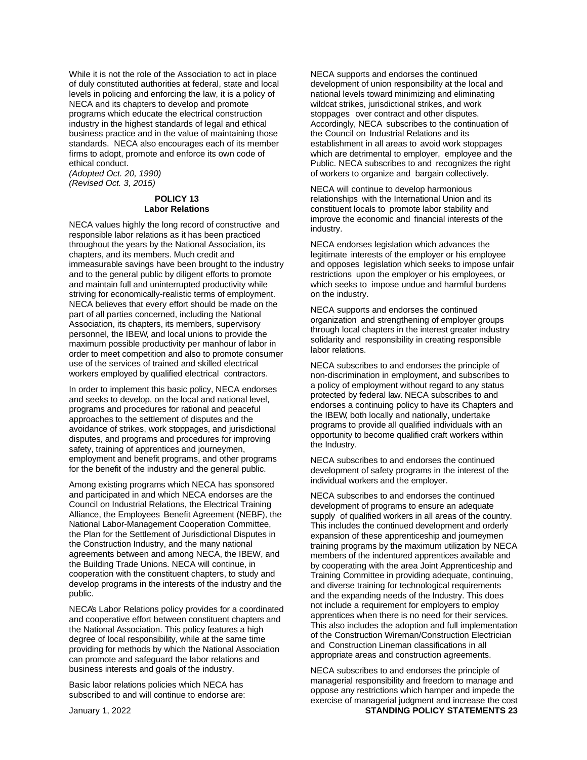While it is not the role of the Association to act in place of duly constituted authorities at federal, state and local levels in policing and enforcing the law, it is a policy of NECA and its chapters to develop and promote programs which educate the electrical construction industry in the highest standards of legal and ethical business practice and in the value of maintaining those standards. NECA also encourages each of its member firms to adopt, promote and enforce its own code of ethical conduct.
*(Adopted Oct. 20, 1990)*
*(Revised Oct. 3, 2015)*

## POLICY 13
## Labor Relations

NECA values highly the long record of constructive and responsible labor relations as it has been practiced throughout the years by the National Association, its chapters, and its members. Much credit and immeasurable savings have been brought to the industry and to the general public by diligent efforts to promote and maintain full and uninterrupted productivity while striving for economically-realistic terms of employment. NECA believes that every effort should be made on the part of all parties concerned, including the National Association, its chapters, its members, supervisory personnel, the IBEW, and local unions to provide the maximum possible productivity per manhour of labor in order to meet competition and also to promote consumer use of the services of trained and skilled electrical workers employed by qualified electrical contractors.

In order to implement this basic policy, NECA endorses and seeks to develop, on the local and national level, programs and procedures for rational and peaceful approaches to the settlement of disputes and the avoidance of strikes, work stoppages, and jurisdictional disputes, and programs and procedures for improving safety, training of apprentices and journeymen, employment and benefit programs, and other programs for the benefit of the industry and the general public.

Among existing programs which NECA has sponsored and participated in and which NECA endorses are the Council on Industrial Relations, the Electrical Training Alliance, the Employees Benefit Agreement (NEBF), the National Labor-Management Cooperation Committee, the Plan for the Settlement of Jurisdictional Disputes in the Construction Industry, and the many national agreements between and among NECA, the IBEW, and the Building Trade Unions. NECA will continue, in cooperation with the constituent chapters, to study and develop programs in the interests of the industry and the public.

NECA's Labor Relations policy provides for a coordinated and cooperative effort between constituent chapters and the National Association. This policy features a high degree of local responsibility, while at the same time providing for methods by which the National Association can promote and safeguard the labor relations and business interests and goals of the industry.

Basic labor relations policies which NECA has subscribed to and will continue to endorse are:

NECA supports and endorses the continued development of union responsibility at the local and national levels toward minimizing and eliminating wildcat strikes, jurisdictional strikes, and work stoppages over contract and other disputes. Accordingly, NECA subscribes to the continuation of the Council on Industrial Relations and its establishment in all areas to avoid work stoppages which are detrimental to employer, employee and the Public. NECA subscribes to and recognizes the right of workers to organize and bargain collectively.

NECA will continue to develop harmonious relationships with the International Union and its constituent locals to promote labor stability and improve the economic and financial interests of the industry.

NECA endorses legislation which advances the legitimate interests of the employer or his employee and opposes legislation which seeks to impose unfair restrictions upon the employer or his employees, or which seeks to impose undue and harmful burdens on the industry.

NECA supports and endorses the continued organization and strengthening of employer groups through local chapters in the interest greater industry solidarity and responsibility in creating responsible labor relations.

NECA subscribes to and endorses the principle of non-discrimination in employment, and subscribes to a policy of employment without regard to any status protected by federal law. NECA subscribes to and endorses a continuing policy to have its Chapters and the IBEW, both locally and nationally, undertake programs to provide all qualified individuals with an opportunity to become qualified craft workers within the Industry.

NECA subscribes to and endorses the continued development of safety programs in the interest of the individual workers and the employer.

NECA subscribes to and endorses the continued development of programs to ensure an adequate supply of qualified workers in all areas of the country. This includes the continued development and orderly expansion of these apprenticeship and journeymen training programs by the maximum utilization by NECA members of the indentured apprentices available and by cooperating with the area Joint Apprenticeship and Training Committee in providing adequate, continuing, and diverse training for technological requirements and the expanding needs of the Industry. This does not include a requirement for employers to employ apprentices when there is no need for their services. This also includes the adoption and full implementation of the Construction Wireman/Construction Electrician and Construction Lineman classifications in all appropriate areas and construction agreements.

NECA subscribes to and endorses the principle of managerial responsibility and freedom to manage and oppose any restrictions which hamper and impede the exercise of managerial judgment and increase the cost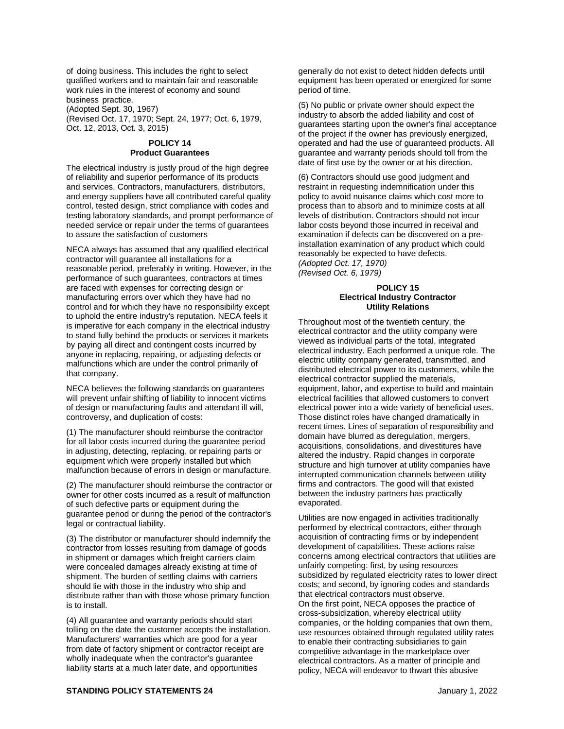of doing business. This includes the right to select qualified workers and to maintain fair and reasonable work rules in the interest of economy and sound business practice.
(Adopted Sept. 30, 1967)
(Revised Oct. 17, 1970; Sept. 24, 1977; Oct. 6, 1979, Oct. 12, 2013, Oct. 3, 2015)

### POLICY 14
### Product Guarantees

The electrical industry is justly proud of the high degree of reliability and superior performance of its products and services. Contractors, manufacturers, distributors, and energy suppliers have all contributed careful quality control, tested design, strict compliance with codes and testing laboratory standards, and prompt performance of needed service or repair under the terms of guarantees to assure the satisfaction of customers

NECA always has assumed that any qualified electrical contractor will guarantee all installations for a reasonable period, preferably in writing. However, in the performance of such guarantees, contractors at times are faced with expenses for correcting design or manufacturing errors over which they have had no control and for which they have no responsibility except to uphold the entire industry's reputation. NECA feels it is imperative for each company in the electrical industry to stand fully behind the products or services it markets by paying all direct and contingent costs incurred by anyone in replacing, repairing, or adjusting defects or malfunctions which are under the control primarily of that company.

NECA believes the following standards on guarantees will prevent unfair shifting of liability to innocent victims of design or manufacturing faults and attendant ill will, controversy, and duplication of costs:

(1) The manufacturer should reimburse the contractor for all labor costs incurred during the guarantee period in adjusting, detecting, replacing, or repairing parts or equipment which were properly installed but which malfunction because of errors in design or manufacture.

(2) The manufacturer should reimburse the contractor or owner for other costs incurred as a result of malfunction of such defective parts or equipment during the guarantee period or during the period of the contractor's legal or contractual liability.

(3) The distributor or manufacturer should indemnify the contractor from losses resulting from damage of goods in shipment or damages which freight carriers claim were concealed damages already existing at time of shipment. The burden of settling claims with carriers should lie with those in the industry who ship and distribute rather than with those whose primary function is to install.

(4) All guarantee and warranty periods should start tolling on the date the customer accepts the installation. Manufacturers' warranties which are good for a year from date of factory shipment or contractor receipt are wholly inadequate when the contractor's guarantee liability starts at a much later date, and opportunities generally do not exist to detect hidden defects until equipment has been operated or energized for some period of time.

(5) No public or private owner should expect the industry to absorb the added liability and cost of guarantees starting upon the owner's final acceptance of the project if the owner has previously energized, operated and had the use of guaranteed products. All guarantee and warranty periods should toll from the date of first use by the owner or at his direction.

(6) Contractors should use good judgment and restraint in requesting indemnification under this policy to avoid nuisance claims which cost more to process than to absorb and to minimize costs at all levels of distribution. Contractors should not incur labor costs beyond those incurred in receival and examination if defects can be discovered on a pre-installation examination of any product which could reasonably be expected to have defects.
*(Adopted Oct. 17, 1970)*
*(Revised Oct. 6, 1979)*

### POLICY 15
### Electrical Industry Contractor Utility Relations

Throughout most of the twentieth century, the electrical contractor and the utility company were viewed as individual parts of the total, integrated electrical industry. Each performed a unique role. The electric utility company generated, transmitted, and distributed electrical power to its customers, while the electrical contractor supplied the materials, equipment, labor, and expertise to build and maintain electrical facilities that allowed customers to convert electrical power into a wide variety of beneficial uses. Those distinct roles have changed dramatically in recent times. Lines of separation of responsibility and domain have blurred as deregulation, mergers, acquisitions, consolidations, and divestitures have altered the industry. Rapid changes in corporate structure and high turnover at utility companies have interrupted communication channels between utility firms and contractors. The good will that existed between the industry partners has practically evaporated.

Utilities are now engaged in activities traditionally performed by electrical contractors, either through acquisition of contracting firms or by independent development of capabilities. These actions raise concerns among electrical contractors that utilities are unfairly competing: first, by using resources subsidized by regulated electricity rates to lower direct costs; and second, by ignoring codes and standards that electrical contractors must observe.
On the first point, NECA opposes the practice of cross-subsidization, whereby electrical utility companies, or the holding companies that own them, use resources obtained through regulated utility rates to enable their contracting subsidiaries to gain competitive advantage in the marketplace over electrical contractors. As a matter of principle and policy, NECA will endeavor to thwart this abusive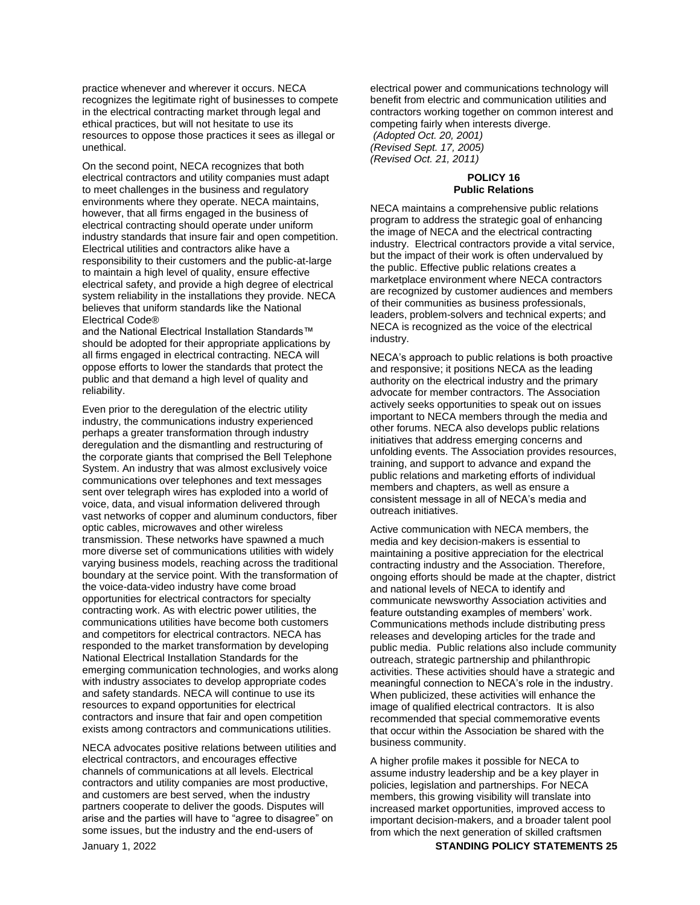practice whenever and wherever it occurs. NECA recognizes the legitimate right of businesses to compete in the electrical contracting market through legal and ethical practices, but will not hesitate to use its resources to oppose those practices it sees as illegal or unethical.

On the second point, NECA recognizes that both electrical contractors and utility companies must adapt to meet challenges in the business and regulatory environments where they operate. NECA maintains, however, that all firms engaged in the business of electrical contracting should operate under uniform industry standards that insure fair and open competition. Electrical utilities and contractors alike have a responsibility to their customers and the public-at-large to maintain a high level of quality, ensure effective electrical safety, and provide a high degree of electrical system reliability in the installations they provide. NECA believes that uniform standards like the National Electrical Code® and the National Electrical Installation Standards™ should be adopted for their appropriate applications by all firms engaged in electrical contracting. NECA will oppose efforts to lower the standards that protect the public and that demand a high level of quality and reliability.

Even prior to the deregulation of the electric utility industry, the communications industry experienced perhaps a greater transformation through industry deregulation and the dismantling and restructuring of the corporate giants that comprised the Bell Telephone System. An industry that was almost exclusively voice communications over telephones and text messages sent over telegraph wires has exploded into a world of voice, data, and visual information delivered through vast networks of copper and aluminum conductors, fiber optic cables, microwaves and other wireless transmission. These networks have spawned a much more diverse set of communications utilities with widely varying business models, reaching across the traditional boundary at the service point. With the transformation of the voice-data-video industry have come broad opportunities for electrical contractors for specialty contracting work. As with electric power utilities, the communications utilities have become both customers and competitors for electrical contractors. NECA has responded to the market transformation by developing National Electrical Installation Standards for the emerging communication technologies, and works along with industry associates to develop appropriate codes and safety standards. NECA will continue to use its resources to expand opportunities for electrical contractors and insure that fair and open competition exists among contractors and communications utilities.

NECA advocates positive relations between utilities and electrical contractors, and encourages effective channels of communications at all levels. Electrical contractors and utility companies are most productive, and customers are best served, when the industry partners cooperate to deliver the goods. Disputes will arise and the parties will have to "agree to disagree" on some issues, but the industry and the end-users of electrical power and communications technology will benefit from electric and communication utilities and contractors working together on common interest and competing fairly when interests diverge.

*(Adopted Oct. 20, 2001)*
*(Revised Sept. 17, 2005)*
*(Revised Oct. 21, 2011)*

## POLICY 16
## Public Relations

NECA maintains a comprehensive public relations program to address the strategic goal of enhancing the image of NECA and the electrical contracting industry. Electrical contractors provide a vital service, but the impact of their work is often undervalued by the public. Effective public relations creates a marketplace environment where NECA contractors are recognized by customer audiences and members of their communities as business professionals, leaders, problem-solvers and technical experts; and NECA is recognized as the voice of the electrical industry.

NECA's approach to public relations is both proactive and responsive; it positions NECA as the leading authority on the electrical industry and the primary advocate for member contractors. The Association actively seeks opportunities to speak out on issues important to NECA members through the media and other forums. NECA also develops public relations initiatives that address emerging concerns and unfolding events. The Association provides resources, training, and support to advance and expand the public relations and marketing efforts of individual members and chapters, as well as ensure a consistent message in all of NECA's media and outreach initiatives.

Active communication with NECA members, the media and key decision-makers is essential to maintaining a positive appreciation for the electrical contracting industry and the Association. Therefore, ongoing efforts should be made at the chapter, district and national levels of NECA to identify and communicate newsworthy Association activities and feature outstanding examples of members' work. Communications methods include distributing press releases and developing articles for the trade and public media. Public relations also include community outreach, strategic partnership and philanthropic activities. These activities should have a strategic and meaningful connection to NECA's role in the industry. When publicized, these activities will enhance the image of qualified electrical contractors. It is also recommended that special commemorative events that occur within the Association be shared with the business community.

A higher profile makes it possible for NECA to assume industry leadership and be a key player in policies, legislation and partnerships. For NECA members, this growing visibility will translate into increased market opportunities, improved access to important decision-makers, and a broader talent pool from which the next generation of skilled craftsmen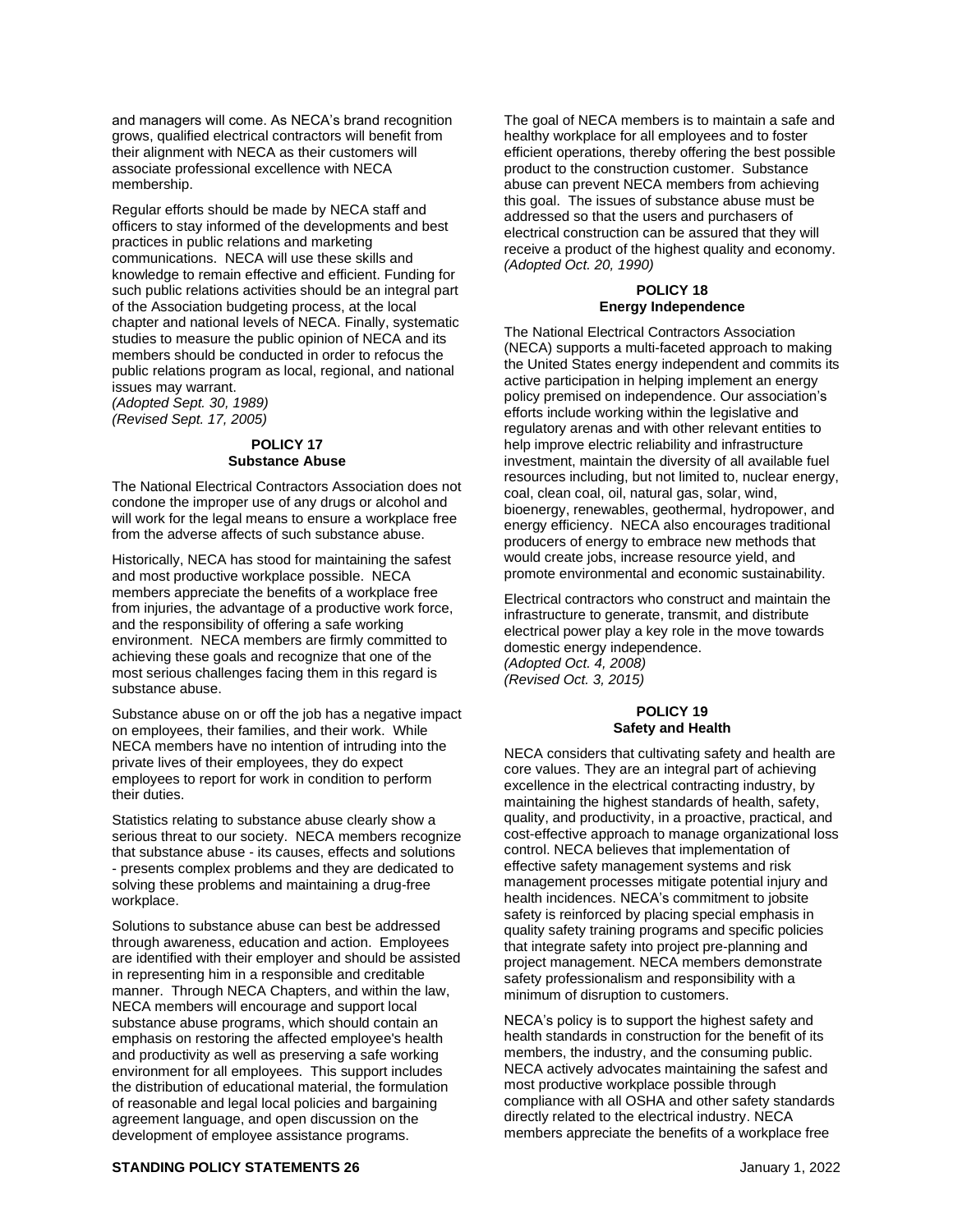and managers will come. As NECA's brand recognition grows, qualified electrical contractors will benefit from their alignment with NECA as their customers will associate professional excellence with NECA membership.

Regular efforts should be made by NECA staff and officers to stay informed of the developments and best practices in public relations and marketing communications. NECA will use these skills and knowledge to remain effective and efficient. Funding for such public relations activities should be an integral part of the Association budgeting process, at the local chapter and national levels of NECA. Finally, systematic studies to measure the public opinion of NECA and its members should be conducted in order to refocus the public relations program as local, regional, and national issues may warrant.

*(Adopted Sept. 30, 1989)*
*(Revised Sept. 17, 2005)*

### POLICY 17
### Substance Abuse

The National Electrical Contractors Association does not condone the improper use of any drugs or alcohol and will work for the legal means to ensure a workplace free from the adverse affects of such substance abuse.

Historically, NECA has stood for maintaining the safest and most productive workplace possible. NECA members appreciate the benefits of a workplace free from injuries, the advantage of a productive work force, and the responsibility of offering a safe working environment. NECA members are firmly committed to achieving these goals and recognize that one of the most serious challenges facing them in this regard is substance abuse.

Substance abuse on or off the job has a negative impact on employees, their families, and their work. While NECA members have no intention of intruding into the private lives of their employees, they do expect employees to report for work in condition to perform their duties.

Statistics relating to substance abuse clearly show a serious threat to our society. NECA members recognize that substance abuse - its causes, effects and solutions - presents complex problems and they are dedicated to solving these problems and maintaining a drug-free workplace.

Solutions to substance abuse can best be addressed through awareness, education and action. Employees are identified with their employer and should be assisted in representing him in a responsible and creditable manner. Through NECA Chapters, and within the law, NECA members will encourage and support local substance abuse programs, which should contain an emphasis on restoring the affected employee's health and productivity as well as preserving a safe working environment for all employees. This support includes the distribution of educational material, the formulation of reasonable and legal local policies and bargaining agreement language, and open discussion on the development of employee assistance programs.

The goal of NECA members is to maintain a safe and healthy workplace for all employees and to foster efficient operations, thereby offering the best possible product to the construction customer. Substance abuse can prevent NECA members from achieving this goal. The issues of substance abuse must be addressed so that the users and purchasers of electrical construction can be assured that they will receive a product of the highest quality and economy.
*(Adopted Oct. 20, 1990)*

### POLICY 18
### Energy Independence

The National Electrical Contractors Association (NECA) supports a multi-faceted approach to making the United States energy independent and commits its active participation in helping implement an energy policy premised on independence. Our association's efforts include working within the legislative and regulatory arenas and with other relevant entities to help improve electric reliability and infrastructure investment, maintain the diversity of all available fuel resources including, but not limited to, nuclear energy, coal, clean coal, oil, natural gas, solar, wind, bioenergy, renewables, geothermal, hydropower, and energy efficiency. NECA also encourages traditional producers of energy to embrace new methods that would create jobs, increase resource yield, and promote environmental and economic sustainability.

Electrical contractors who construct and maintain the infrastructure to generate, transmit, and distribute electrical power play a key role in the move towards domestic energy independence.

*(Adopted Oct. 4, 2008)*
*(Revised Oct. 3, 2015)*

### POLICY 19
### Safety and Health

NECA considers that cultivating safety and health are core values. They are an integral part of achieving excellence in the electrical contracting industry, by maintaining the highest standards of health, safety, quality, and productivity, in a proactive, practical, and cost-effective approach to manage organizational loss control. NECA believes that implementation of effective safety management systems and risk management processes mitigate potential injury and health incidences. NECA's commitment to jobsite safety is reinforced by placing special emphasis in quality safety training programs and specific policies that integrate safety into project pre-planning and project management. NECA members demonstrate safety professionalism and responsibility with a minimum of disruption to customers.

NECA's policy is to support the highest safety and health standards in construction for the benefit of its members, the industry, and the consuming public. NECA actively advocates maintaining the safest and most productive workplace possible through compliance with all OSHA and other safety standards directly related to the electrical industry. NECA members appreciate the benefits of a workplace free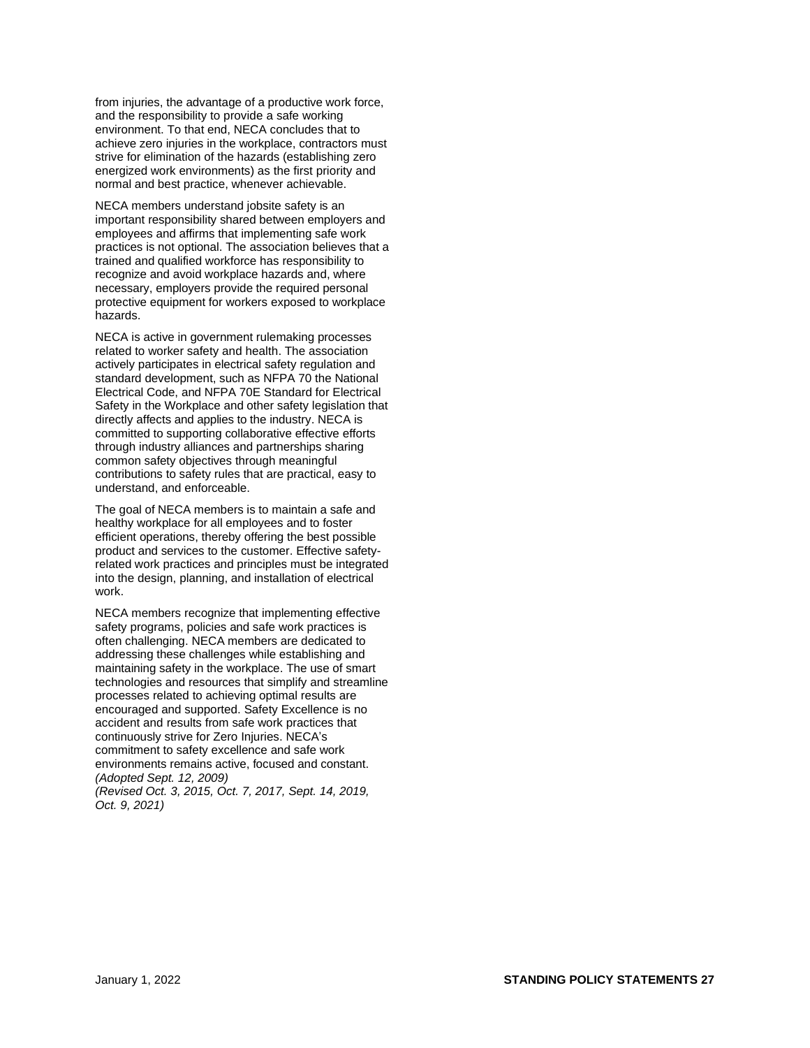from injuries, the advantage of a productive work force, and the responsibility to provide a safe working environment. To that end, NECA concludes that to achieve zero injuries in the workplace, contractors must strive for elimination of the hazards (establishing zero energized work environments) as the first priority and normal and best practice, whenever achievable.

NECA members understand jobsite safety is an important responsibility shared between employers and employees and affirms that implementing safe work practices is not optional. The association believes that a trained and qualified workforce has responsibility to recognize and avoid workplace hazards and, where necessary, employers provide the required personal protective equipment for workers exposed to workplace hazards.

NECA is active in government rulemaking processes related to worker safety and health. The association actively participates in electrical safety regulation and standard development, such as NFPA 70 the National Electrical Code, and NFPA 70E Standard for Electrical Safety in the Workplace and other safety legislation that directly affects and applies to the industry. NECA is committed to supporting collaborative effective efforts through industry alliances and partnerships sharing common safety objectives through meaningful contributions to safety rules that are practical, easy to understand, and enforceable.

The goal of NECA members is to maintain a safe and healthy workplace for all employees and to foster efficient operations, thereby offering the best possible product and services to the customer. Effective safety-related work practices and principles must be integrated into the design, planning, and installation of electrical work.

NECA members recognize that implementing effective safety programs, policies and safe work practices is often challenging. NECA members are dedicated to addressing these challenges while establishing and maintaining safety in the workplace. The use of smart technologies and resources that simplify and streamline processes related to achieving optimal results are encouraged and supported. Safety Excellence is no accident and results from safe work practices that continuously strive for Zero Injuries. NECA's commitment to safety excellence and safe work environments remains active, focused and constant.
*(Adopted Sept. 12, 2009)*
*(Revised Oct. 3, 2015, Oct. 7, 2017, Sept. 14, 2019, Oct. 9, 2021)*